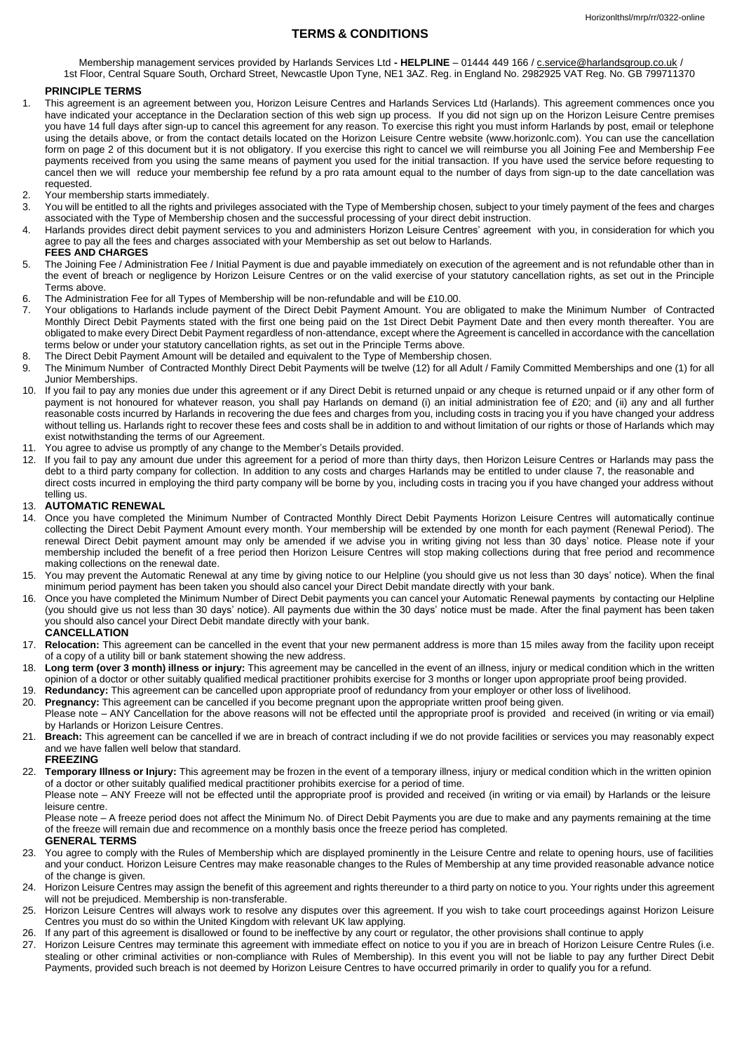Horizonlthsl/mrp/rr/0322-online

# TERMS & CONDITIONS

Membership management services provided by Harlands Services Ltd **- HELPLINE** – 01444 449 166 / c.service@harlandsgroup.co.uk / 1st Floor, Central Square South, Orchard Street, Newcastle Upon Tyne, NE1 3AZ. Reg. in England No. 2982925 VAT Reg. No. GB 799711370

## PRINCIPLE TERMS

1. This agreement is an agreement between you, Horizon Leisure Centres and Harlands Services Ltd (Harlands). This agreement commences once you have indicated your acceptance in the Declaration section of this web sign up process. If you did not sign up on the Horizon Leisure Centre premises you have 14 full days after sign-up to cancel this agreement for any reason. To exercise this right you must inform Harlands by post, email or telephone using the details above, or from the contact details located on the Horizon Leisure Centre website (www.horizonlc.com). You can use the cancellation form on page 2 of this document but it is not obligatory. If you exercise this right to cancel we will reimburse you all Joining Fee and Membership Fee payments received from you using the same means of payment you used for the initial transaction. If you have used the service before requesting to cancel then we will reduce your membership fee refund by a pro rata amount equal to the number of days from sign-up to the date cancellation was requested.
2. Your membership starts immediately.
3. You will be entitled to all the rights and privileges associated with the Type of Membership chosen, subject to your timely payment of the fees and charges associated with the Type of Membership chosen and the successful processing of your direct debit instruction.
4. Harlands provides direct debit payment services to you and administers Horizon Leisure Centres' agreement with you, in consideration for which you agree to pay all the fees and charges associated with your Membership as set out below to Harlands.

## FEES AND CHARGES

5. The Joining Fee / Administration Fee / Initial Payment is due and payable immediately on execution of the agreement and is not refundable other than in the event of breach or negligence by Horizon Leisure Centres or on the valid exercise of your statutory cancellation rights, as set out in the Principle Terms above.
6. The Administration Fee for all Types of Membership will be non-refundable and will be £10.00.
7. Your obligations to Harlands include payment of the Direct Debit Payment Amount. You are obligated to make the Minimum Number of Contracted Monthly Direct Debit Payments stated with the first one being paid on the 1st Direct Debit Payment Date and then every month thereafter. You are obligated to make every Direct Debit Payment regardless of non-attendance, except where the Agreement is cancelled in accordance with the cancellation terms below or under your statutory cancellation rights, as set out in the Principle Terms above.
8. The Direct Debit Payment Amount will be detailed and equivalent to the Type of Membership chosen.
9. The Minimum Number of Contracted Monthly Direct Debit Payments will be twelve (12) for all Adult / Family Committed Memberships and one (1) for all Junior Memberships.
10. If you fail to pay any monies due under this agreement or if any Direct Debit is returned unpaid or any cheque is returned unpaid or if any other form of payment is not honoured for whatever reason, you shall pay Harlands on demand (i) an initial administration fee of £20; and (ii) any and all further reasonable costs incurred by Harlands in recovering the due fees and charges from you, including costs in tracing you if you have changed your address without telling us. Harlands right to recover these fees and costs shall be in addition to and without limitation of our rights or those of Harlands which may exist notwithstanding the terms of our Agreement.
11. You agree to advise us promptly of any change to the Member's Details provided.
12. If you fail to pay any amount due under this agreement for a period of more than thirty days, then Horizon Leisure Centres or Harlands may pass the debt to a third party company for collection. In addition to any costs and charges Harlands may be entitled to under clause 7, the reasonable and direct costs incurred in employing the third party company will be borne by you, including costs in tracing you if you have changed your address without telling us.
13. **AUTOMATIC RENEWAL**
14. Once you have completed the Minimum Number of Contracted Monthly Direct Debit Payments Horizon Leisure Centres will automatically continue collecting the Direct Debit Payment Amount every month. Your membership will be extended by one month for each payment (Renewal Period). The renewal Direct Debit payment amount may only be amended if we advise you in writing giving not less than 30 days' notice. Please note if your membership included the benefit of a free period then Horizon Leisure Centres will stop making collections during that free period and recommence making collections on the renewal date.
15. You may prevent the Automatic Renewal at any time by giving notice to our Helpline (you should give us not less than 30 days' notice). When the final minimum period payment has been taken you should also cancel your Direct Debit mandate directly with your bank.
16. Once you have completed the Minimum Number of Direct Debit payments you can cancel your Automatic Renewal payments by contacting our Helpline (you should give us not less than 30 days' notice). All payments due within the 30 days' notice must be made. After the final payment has been taken you should also cancel your Direct Debit mandate directly with your bank.

## CANCELLATION

17. **Relocation:** This agreement can be cancelled in the event that your new permanent address is more than 15 miles away from the facility upon receipt of a copy of a utility bill or bank statement showing the new address.
18. **Long term (over 3 month) illness or injury:** This agreement may be cancelled in the event of an illness, injury or medical condition which in the written opinion of a doctor or other suitably qualified medical practitioner prohibits exercise for 3 months or longer upon appropriate proof being provided.
19. **Redundancy:** This agreement can be cancelled upon appropriate proof of redundancy from your employer or other loss of livelihood.
20. **Pregnancy:** This agreement can be cancelled if you become pregnant upon the appropriate written proof being given.
    Please note – ANY Cancellation for the above reasons will not be effected until the appropriate proof is provided and received (in writing or via email) by Harlands or Horizon Leisure Centres.
21. **Breach:** This agreement can be cancelled if we are in breach of contract including if we do not provide facilities or services you may reasonably expect and we have fallen well below that standard.

## FREEZING

22. **Temporary Illness or Injury:** This agreement may be frozen in the event of a temporary illness, injury or medical condition which in the written opinion of a doctor or other suitably qualified medical practitioner prohibits exercise for a period of time.
    Please note – ANY Freeze will not be effected until the appropriate proof is provided and received (in writing or via email) by Harlands or the leisure centre.
    Please note – A freeze period does not affect the Minimum No. of Direct Debit Payments you are due to make and any payments remaining at the time of the freeze will remain due and recommence on a monthly basis once the freeze period has completed.

## GENERAL TERMS

23. You agree to comply with the Rules of Membership which are displayed prominently in the Leisure Centre and relate to opening hours, use of facilities and your conduct. Horizon Leisure Centres may make reasonable changes to the Rules of Membership at any time provided reasonable advance notice of the change is given.
24. Horizon Leisure Centres may assign the benefit of this agreement and rights thereunder to a third party on notice to you. Your rights under this agreement will not be prejudiced. Membership is non-transferable.
25. Horizon Leisure Centres will always work to resolve any disputes over this agreement. If you wish to take court proceedings against Horizon Leisure Centres you must do so within the United Kingdom with relevant UK law applying.
26. If any part of this agreement is disallowed or found to be ineffective by any court or regulator, the other provisions shall continue to apply
27. Horizon Leisure Centres may terminate this agreement with immediate effect on notice to you if you are in breach of Horizon Leisure Centre Rules (i.e. stealing or other criminal activities or non-compliance with Rules of Membership). In this event you will not be liable to pay any further Direct Debit Payments, provided such breach is not deemed by Horizon Leisure Centres to have occurred primarily in order to qualify you for a refund.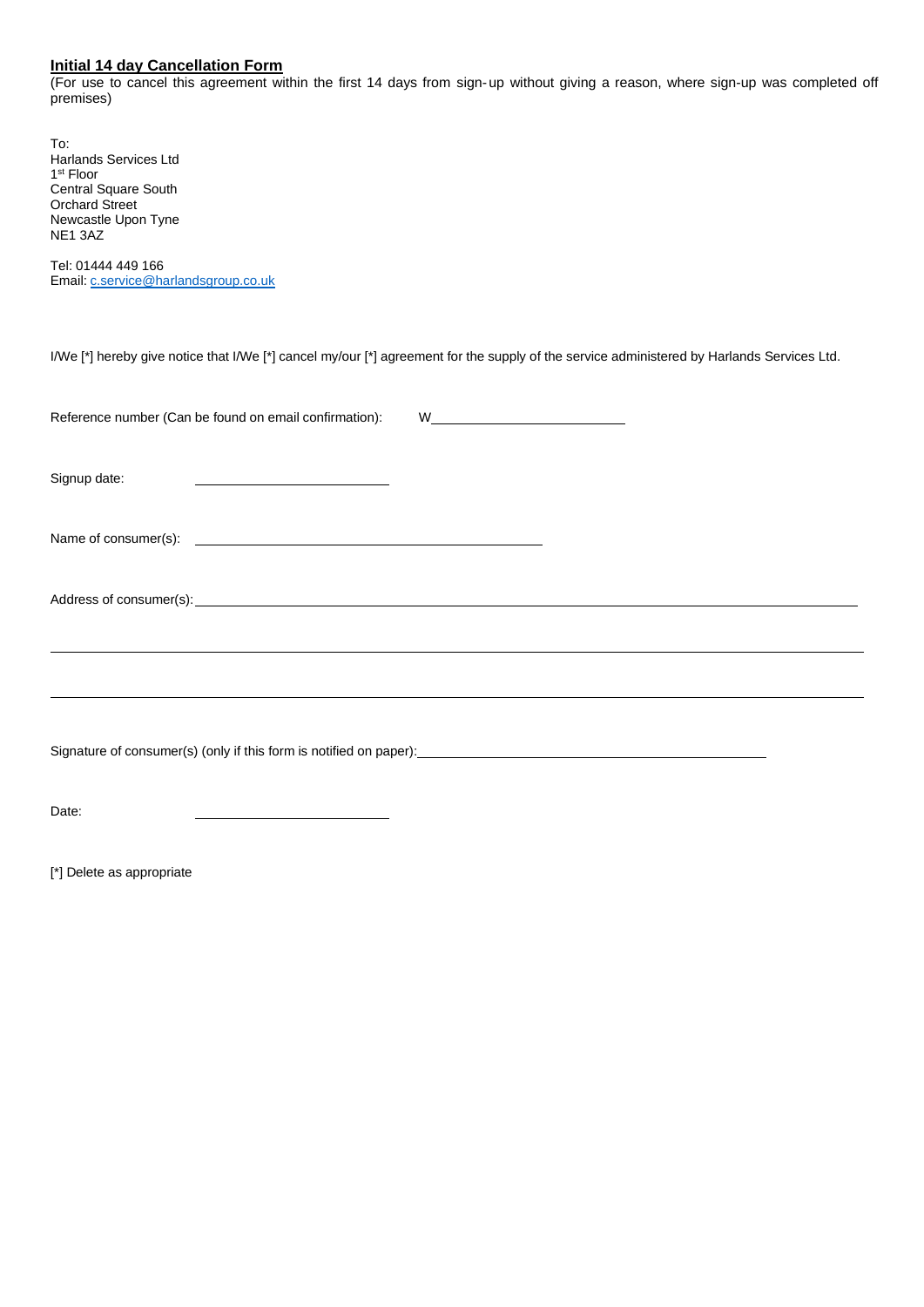**Initial 14 day Cancellation Form**

(For use to cancel this agreement within the first 14 days from sign-up without giving a reason, where sign-up was completed off premises)

To:
Harlands Services Ltd
1st Floor
Central Square South
Orchard Street
Newcastle Upon Tyne
NE1 3AZ

Tel: 01444 449 166
Email: c.service@harlandsgroup.co.uk

I/We [*] hereby give notice that I/We [*] cancel my/our [*] agreement for the supply of the service administered by Harlands Services Ltd.

Reference number (Can be found on email confirmation): W\_\_\_\_\_\_\_\_\_\_\_\_\_\_\_\_\_\_\_\_

Signup date: \_\_\_\_\_\_\_\_\_\_\_\_\_\_\_\_\_\_\_\_

Name of consumer(s): \_\_\_\_\_\_\_\_\_\_\_\_\_\_\_\_\_\_\_\_\_\_\_\_\_\_\_\_\_\_\_\_\_\_\_\_\_\_\_\_

Address of consumer(s): \_\_\_\_\_\_\_\_\_\_\_\_\_\_\_\_\_\_\_\_\_\_\_\_\_\_\_\_\_\_\_\_\_\_\_\_\_\_\_\_\_\_\_\_\_\_\_\_\_\_\_\_\_\_\_\_\_\_\_\_

\_\_\_\_\_\_\_\_\_\_\_\_\_\_\_\_\_\_\_\_\_\_\_\_\_\_\_\_\_\_\_\_\_\_\_\_\_\_\_\_\_\_\_\_\_\_\_\_\_\_\_\_\_\_\_\_\_\_\_\_\_\_\_\_\_\_\_\_\_\_\_\_\_\_\_\_\_\_

\_\_\_\_\_\_\_\_\_\_\_\_\_\_\_\_\_\_\_\_\_\_\_\_\_\_\_\_\_\_\_\_\_\_\_\_\_\_\_\_\_\_\_\_\_\_\_\_\_\_\_\_\_\_\_\_\_\_\_\_\_\_\_\_\_\_\_\_\_\_\_\_\_\_\_\_\_\_

Signature of consumer(s) (only if this form is notified on paper): \_\_\_\_\_\_\_\_\_\_\_\_\_\_\_\_\_\_\_\_\_\_\_\_\_\_\_\_\_\_\_\_\_\_\_\_\_\_\_\_

Date: \_\_\_\_\_\_\_\_\_\_\_\_\_\_\_\_\_\_\_\_

[*] Delete as appropriate